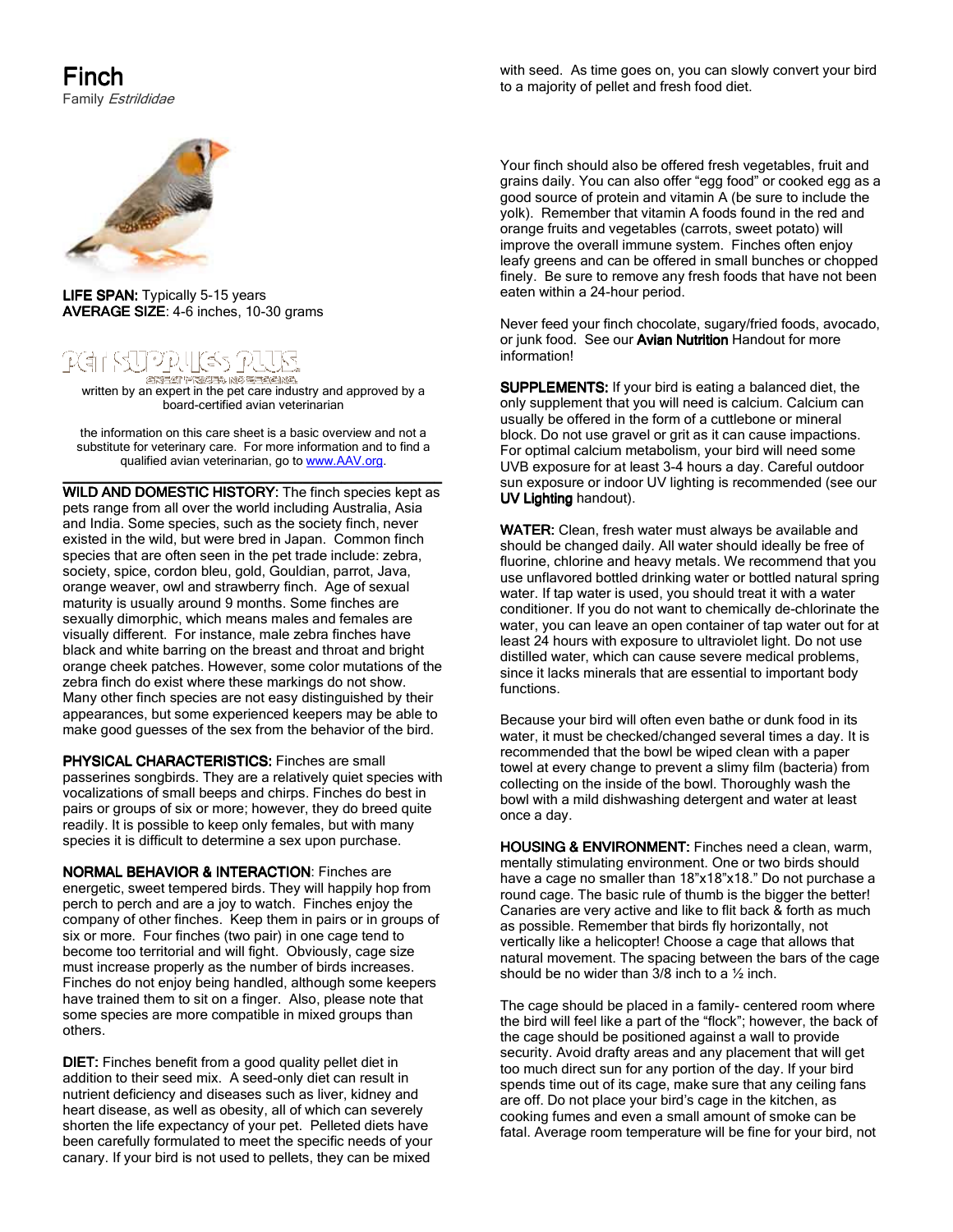# Finch

Family *Estrildidae*

**LIFE SPAN:** Typically 5-15 years
**AVERAGE SIZE**: 4-6 inches, 10-30 grams

written by an expert in the pet care industry and approved by a board-certified avian veterinarian

the information on this care sheet is a basic overview and not a substitute for veterinary care. For more information and to find a qualified avian veterinarian, go to www.AAV.org.

---

**WILD AND DOMESTIC HISTORY:** The finch species kept as pets range from all over the world including Australia, Asia and India. Some species, such as the society finch, never existed in the wild, but were bred in Japan. Common finch species that are often seen in the pet trade include: zebra, society, spice, cordon bleu, gold, Gouldian, parrot, Java, orange weaver, owl and strawberry finch. Age of sexual maturity is usually around 9 months. Some finches are sexually dimorphic, which means males and females are visually different. For instance, male zebra finches have black and white barring on the breast and throat and bright orange cheek patches. However, some color mutations of the zebra finch do exist where these markings do not show. Many other finch species are not easy distinguished by their appearances, but some experienced keepers may be able to make good guesses of the sex from the behavior of the bird.

**PHYSICAL CHARACTERISTICS:** Finches are small passerines songbirds. They are a relatively quiet species with vocalizations of small beeps and chirps. Finches do best in pairs or groups of six or more; however, they do breed quite readily. It is possible to keep only females, but with many species it is difficult to determine a sex upon purchase.

**NORMAL BEHAVIOR & INTERACTION**: Finches are energetic, sweet tempered birds. They will happily hop from perch to perch and are a joy to watch. Finches enjoy the company of other finches. Keep them in pairs or in groups of six or more. Four finches (two pair) in one cage tend to become too territorial and will fight. Obviously, cage size must increase properly as the number of birds increases. Finches do not enjoy being handled, although some keepers have trained them to sit on a finger. Also, please note that some species are more compatible in mixed groups than others.

**DIET:** Finches benefit from a good quality pellet diet in addition to their seed mix. A seed-only diet can result in nutrient deficiency and diseases such as liver, kidney and heart disease, as well as obesity, all of which can severely shorten the life expectancy of your pet. Pelleted diets have been carefully formulated to meet the specific needs of your canary. If your bird is not used to pellets, they can be mixed with seed. As time goes on, you can slowly convert your bird to a majority of pellet and fresh food diet.

Your finch should also be offered fresh vegetables, fruit and grains daily. You can also offer "egg food" or cooked egg as a good source of protein and vitamin A (be sure to include the yolk). Remember that vitamin A foods found in the red and orange fruits and vegetables (carrots, sweet potato) will improve the overall immune system. Finches often enjoy leafy greens and can be offered in small bunches or chopped finely. Be sure to remove any fresh foods that have not been eaten within a 24-hour period.

Never feed your finch chocolate, sugary/fried foods, avocado, or junk food. See our **Avian Nutrition** Handout for more information!

**SUPPLEMENTS:** If your bird is eating a balanced diet, the only supplement that you will need is calcium. Calcium can usually be offered in the form of a cuttlebone or mineral block. Do not use gravel or grit as it can cause impactions. For optimal calcium metabolism, your bird will need some UVB exposure for at least 3-4 hours a day. Careful outdoor sun exposure or indoor UV lighting is recommended (see our **UV Lighting** handout).

**WATER:** Clean, fresh water must always be available and should be changed daily. All water should ideally be free of fluorine, chlorine and heavy metals. We recommend that you use unflavored bottled drinking water or bottled natural spring water. If tap water is used, you should treat it with a water conditioner. If you do not want to chemically de-chlorinate the water, you can leave an open container of tap water out for at least 24 hours with exposure to ultraviolet light. Do not use distilled water, which can cause severe medical problems, since it lacks minerals that are essential to important body functions.

Because your bird will often even bathe or dunk food in its water, it must be checked/changed several times a day. It is recommended that the bowl be wiped clean with a paper towel at every change to prevent a slimy film (bacteria) from collecting on the inside of the bowl. Thoroughly wash the bowl with a mild dishwashing detergent and water at least once a day.

**HOUSING & ENVIRONMENT:** Finches need a clean, warm, mentally stimulating environment. One or two birds should have a cage no smaller than 18"x18"x18." Do not purchase a round cage. The basic rule of thumb is the bigger the better! Canaries are very active and like to flit back & forth as much as possible. Remember that birds fly horizontally, not vertically like a helicopter! Choose a cage that allows that natural movement. The spacing between the bars of the cage should be no wider than 3/8 inch to a ½ inch.

The cage should be placed in a family- centered room where the bird will feel like a part of the "flock"; however, the back of the cage should be positioned against a wall to provide security. Avoid drafty areas and any placement that will get too much direct sun for any portion of the day. If your bird spends time out of its cage, make sure that any ceiling fans are off. Do not place your bird's cage in the kitchen, as cooking fumes and even a small amount of smoke can be fatal. Average room temperature will be fine for your bird, not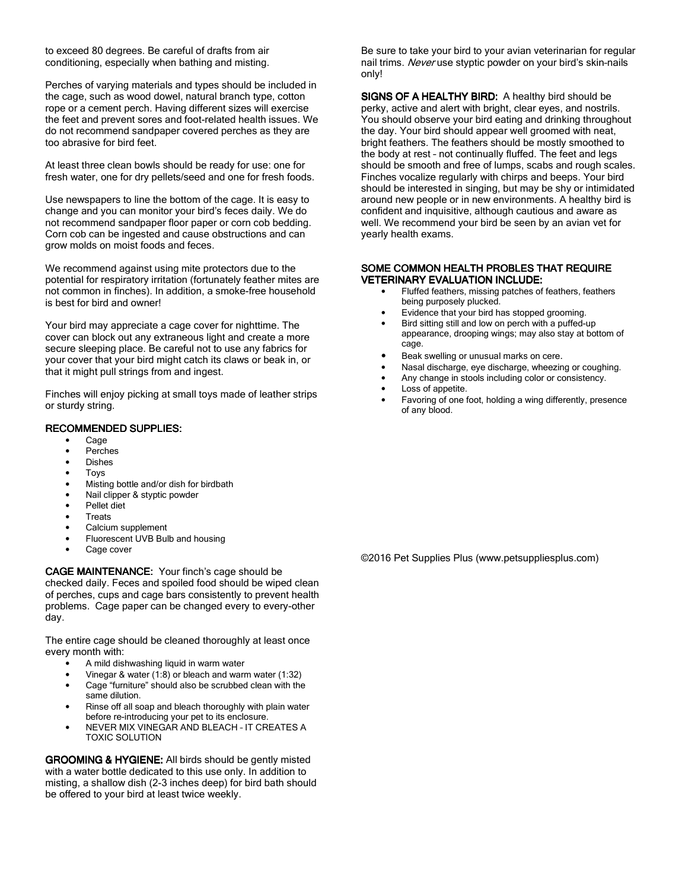to exceed 80 degrees. Be careful of drafts from air conditioning, especially when bathing and misting.

Perches of varying materials and types should be included in the cage, such as wood dowel, natural branch type, cotton rope or a cement perch. Having different sizes will exercise the feet and prevent sores and foot-related health issues. We do not recommend sandpaper covered perches as they are too abrasive for bird feet.

At least three clean bowls should be ready for use: one for fresh water, one for dry pellets/seed and one for fresh foods.

Use newspapers to line the bottom of the cage. It is easy to change and you can monitor your bird's feces daily. We do not recommend sandpaper floor paper or corn cob bedding. Corn cob can be ingested and cause obstructions and can grow molds on moist foods and feces.

We recommend against using mite protectors due to the potential for respiratory irritation (fortunately feather mites are not common in finches). In addition, a smoke-free household is best for bird and owner!

Your bird may appreciate a cage cover for nighttime. The cover can block out any extraneous light and create a more secure sleeping place. Be careful not to use any fabrics for your cover that your bird might catch its claws or beak in, or that it might pull strings from and ingest.

Finches will enjoy picking at small toys made of leather strips or sturdy string.

**RECOMMENDED SUPPLIES:**

- Cage
- Perches
- Dishes
- Toys
- Misting bottle and/or dish for birdbath
- Nail clipper & styptic powder
- Pellet diet
- Treats
- Calcium supplement
- Fluorescent UVB Bulb and housing
- Cage cover

**CAGE MAINTENANCE:** Your finch's cage should be checked daily. Feces and spoiled food should be wiped clean of perches, cups and cage bars consistently to prevent health problems. Cage paper can be changed every to every-other day.

The entire cage should be cleaned thoroughly at least once every month with:

- A mild dishwashing liquid in warm water
- Vinegar & water (1:8) or bleach and warm water (1:32)
- Cage "furniture" should also be scrubbed clean with the same dilution.
- Rinse off all soap and bleach thoroughly with plain water before re-introducing your pet to its enclosure.
- NEVER MIX VINEGAR AND BLEACH – IT CREATES A TOXIC SOLUTION

**GROOMING & HYGIENE:** All birds should be gently misted with a water bottle dedicated to this use only. In addition to misting, a shallow dish (2-3 inches deep) for bird bath should be offered to your bird at least twice weekly.

Be sure to take your bird to your avian veterinarian for regular nail trims. *Never* use styptic powder on your bird's skin-nails only!

**SIGNS OF A HEALTHY BIRD:** A healthy bird should be perky, active and alert with bright, clear eyes, and nostrils. You should observe your bird eating and drinking throughout the day. Your bird should appear well groomed with neat, bright feathers. The feathers should be mostly smoothed to the body at rest – not continually fluffed. The feet and legs should be smooth and free of lumps, scabs and rough scales. Finches vocalize regularly with chirps and beeps. Your bird should be interested in singing, but may be shy or intimidated around new people or in new environments. A healthy bird is confident and inquisitive, although cautious and aware as well. We recommend your bird be seen by an avian vet for yearly health exams.

**SOME COMMON HEALTH PROBLES THAT REQUIRE VETERINARY EVALUATION INCLUDE:**

- Fluffed feathers, missing patches of feathers, feathers being purposely plucked.
- Evidence that your bird has stopped grooming.
- Bird sitting still and low on perch with a puffed-up appearance, drooping wings; may also stay at bottom of cage.
- Beak swelling or unusual marks on cere.
- Nasal discharge, eye discharge, wheezing or coughing.
- Any change in stools including color or consistency.
- Loss of appetite.
- Favoring of one foot, holding a wing differently, presence of any blood.

©2016 Pet Supplies Plus (www.petsuppliesplus.com)